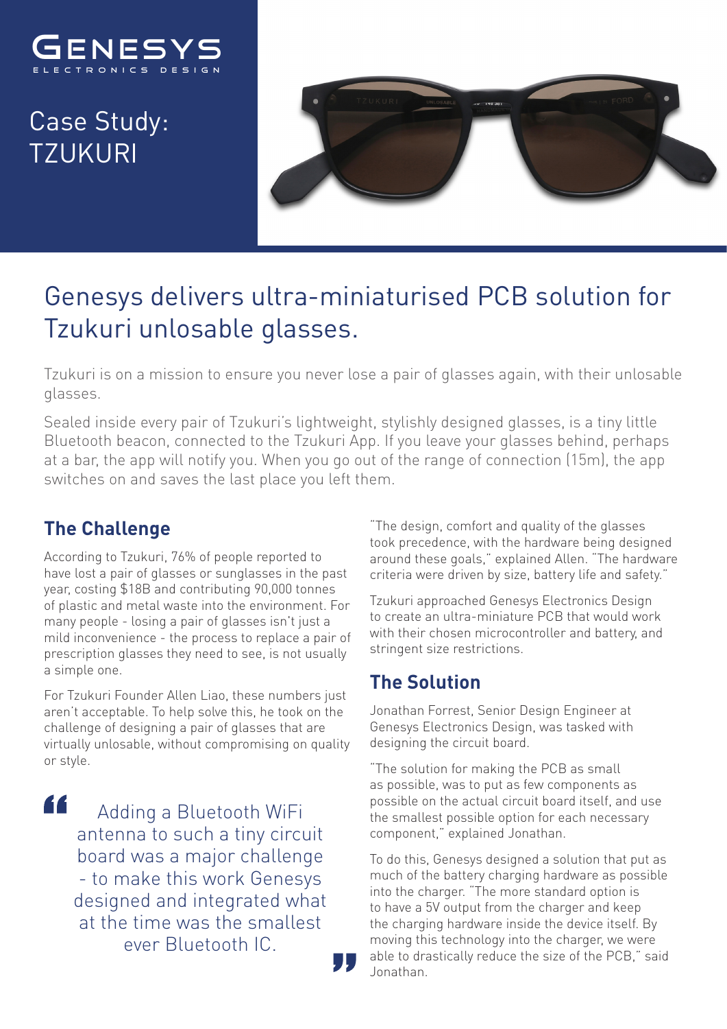GENESYS
ELECTRONICS DESIGN

# Case Study: TZUKURI

## Genesys delivers ultra-miniaturised PCB solution for Tzukuri unlosable glasses.

Tzukuri is on a mission to ensure you never lose a pair of glasses again, with their unlosable glasses.

Sealed inside every pair of Tzukuri's lightweight, stylishly designed glasses, is a tiny little Bluetooth beacon, connected to the Tzukuri App. If you leave your glasses behind, perhaps at a bar, the app will notify you. When you go out of the range of connection (15m), the app switches on and saves the last place you left them.

### The Challenge

According to Tzukuri, 76% of people reported to have lost a pair of glasses or sunglasses in the past year, costing $18B and contributing 90,000 tonnes of plastic and metal waste into the environment. For many people - losing a pair of glasses isn't just a mild inconvenience - the process to replace a pair of prescription glasses they need to see, is not usually a simple one.

For Tzukuri Founder Allen Liao, these numbers just aren't acceptable. To help solve this, he took on the challenge of designing a pair of glasses that are virtually unlosable, without compromising on quality or style.

> Adding a Bluetooth WiFi antenna to such a tiny circuit board was a major challenge - to make this work Genesys designed and integrated what at the time was the smallest ever Bluetooth IC.

"The design, comfort and quality of the glasses took precedence, with the hardware being designed around these goals," explained Allen. "The hardware criteria were driven by size, battery life and safety."

Tzukuri approached Genesys Electronics Design to create an ultra-miniature PCB that would work with their chosen microcontroller and battery, and stringent size restrictions.

### The Solution

Jonathan Forrest, Senior Design Engineer at Genesys Electronics Design, was tasked with designing the circuit board.

"The solution for making the PCB as small as possible, was to put as few components as possible on the actual circuit board itself, and use the smallest possible option for each necessary component," explained Jonathan.

To do this, Genesys designed a solution that put as much of the battery charging hardware as possible into the charger. "The more standard option is to have a 5V output from the charger and keep the charging hardware inside the device itself. By moving this technology into the charger, we were able to drastically reduce the size of the PCB," said Jonathan.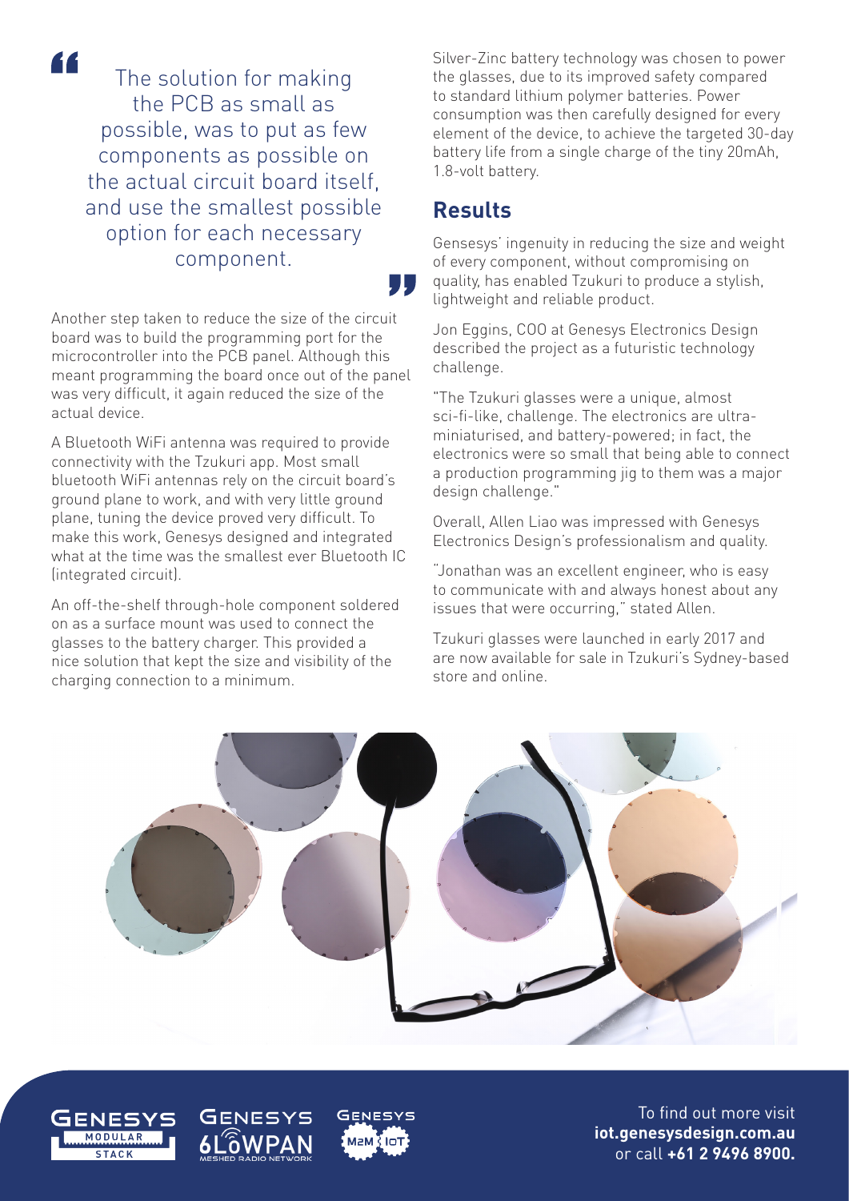> The solution for making the PCB as small as possible, was to put as few components as possible on the actual circuit board itself, and use the smallest possible option for each necessary component.

Another step taken to reduce the size of the circuit board was to build the programming port for the microcontroller into the PCB panel. Although this meant programming the board once out of the panel was very difficult, it again reduced the size of the actual device.

A Bluetooth WiFi antenna was required to provide connectivity with the Tzukuri app. Most small bluetooth WiFi antennas rely on the circuit board's ground plane to work, and with very little ground plane, tuning the device proved very difficult. To make this work, Genesys designed and integrated what at the time was the smallest ever Bluetooth IC (integrated circuit).

An off-the-shelf through-hole component soldered on as a surface mount was used to connect the glasses to the battery charger. This provided a nice solution that kept the size and visibility of the charging connection to a minimum.

Silver-Zinc battery technology was chosen to power the glasses, due to its improved safety compared to standard lithium polymer batteries. Power consumption was then carefully designed for every element of the device, to achieve the targeted 30-day battery life from a single charge of the tiny 20mAh, 1.8-volt battery.

## Results

Gensesys' ingenuity in reducing the size and weight of every component, without compromising on quality, has enabled Tzukuri to produce a stylish, lightweight and reliable product.

Jon Eggins, COO at Genesys Electronics Design described the project as a futuristic technology challenge.

"The Tzukuri glasses were a unique, almost sci-fi-like, challenge. The electronics are ultra-miniaturised, and battery-powered; in fact, the electronics were so small that being able to connect a production programming jig to them was a major design challenge."

Overall, Allen Liao was impressed with Genesys Electronics Design's professionalism and quality.

"Jonathan was an excellent engineer, who is easy to communicate with and always honest about any issues that were occurring," stated Allen.

Tzukuri glasses were launched in early 2017 and are now available for sale in Tzukuri's Sydney-based store and online.

GENESYS MODULAR STACK

GENESYS 6LoWPAN MESHED RADIO NETWORK

GENESYS M2M IoT

To find out more visit **iot.genesysdesign.com.au** or call **+61 2 9496 8900.**